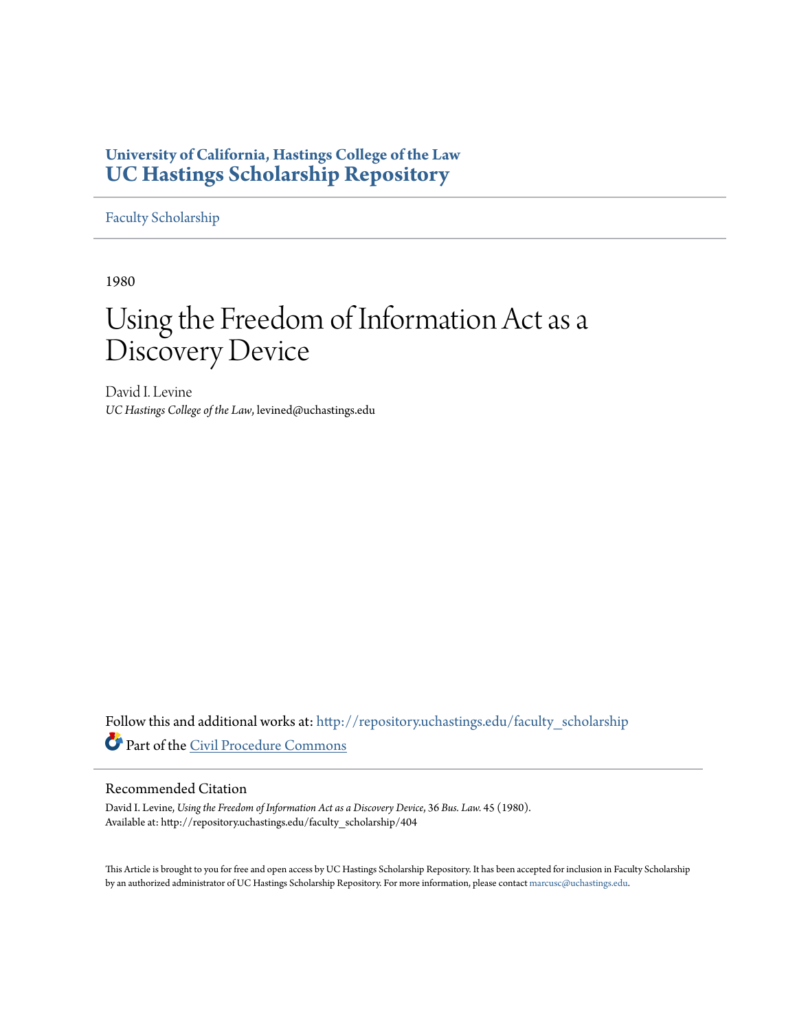**University of California, Hastings College of the Law**
**UC Hastings Scholarship Repository**

Faculty Scholarship

1980

# Using the Freedom of Information Act as a Discovery Device

David I. Levine
*UC Hastings College of the Law*, levined@uchastings.edu

Follow this and additional works at: http://repository.uchastings.edu/faculty_scholarship
Part of the Civil Procedure Commons

## Recommended Citation

David I. Levine, *Using the Freedom of Information Act as a Discovery Device*, 36 *Bus. Law.* 45 (1980).
Available at: http://repository.uchastings.edu/faculty_scholarship/404

This Article is brought to you for free and open access by UC Hastings Scholarship Repository. It has been accepted for inclusion in Faculty Scholarship by an authorized administrator of UC Hastings Scholarship Repository. For more information, please contact marcusc@uchastings.edu.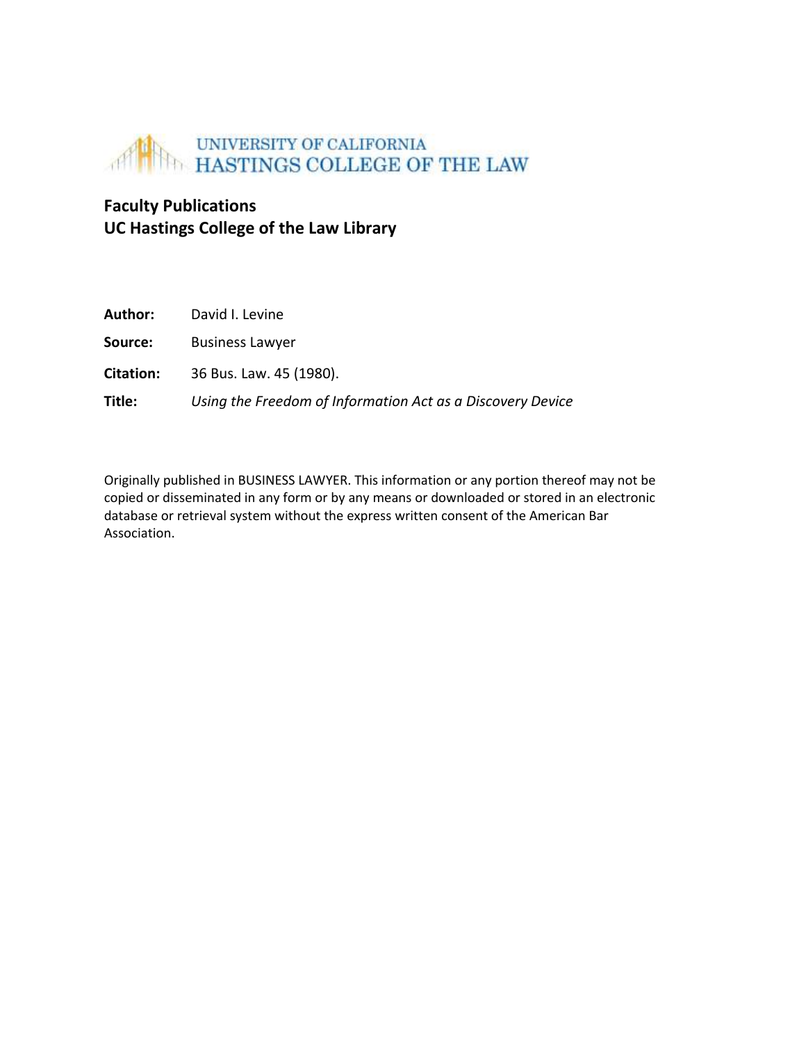UNIVERSITY OF CALIFORNIA
HASTINGS COLLEGE OF THE LAW

**Faculty Publications**
**UC Hastings College of the Law Library**

**Author:** David I. Levine

**Source:** Business Lawyer

**Citation:** 36 Bus. Law. 45 (1980).

**Title:** *Using the Freedom of Information Act as a Discovery Device*

Originally published in BUSINESS LAWYER. This information or any portion thereof may not be copied or disseminated in any form or by any means or downloaded or stored in an electronic database or retrieval system without the express written consent of the American Bar Association.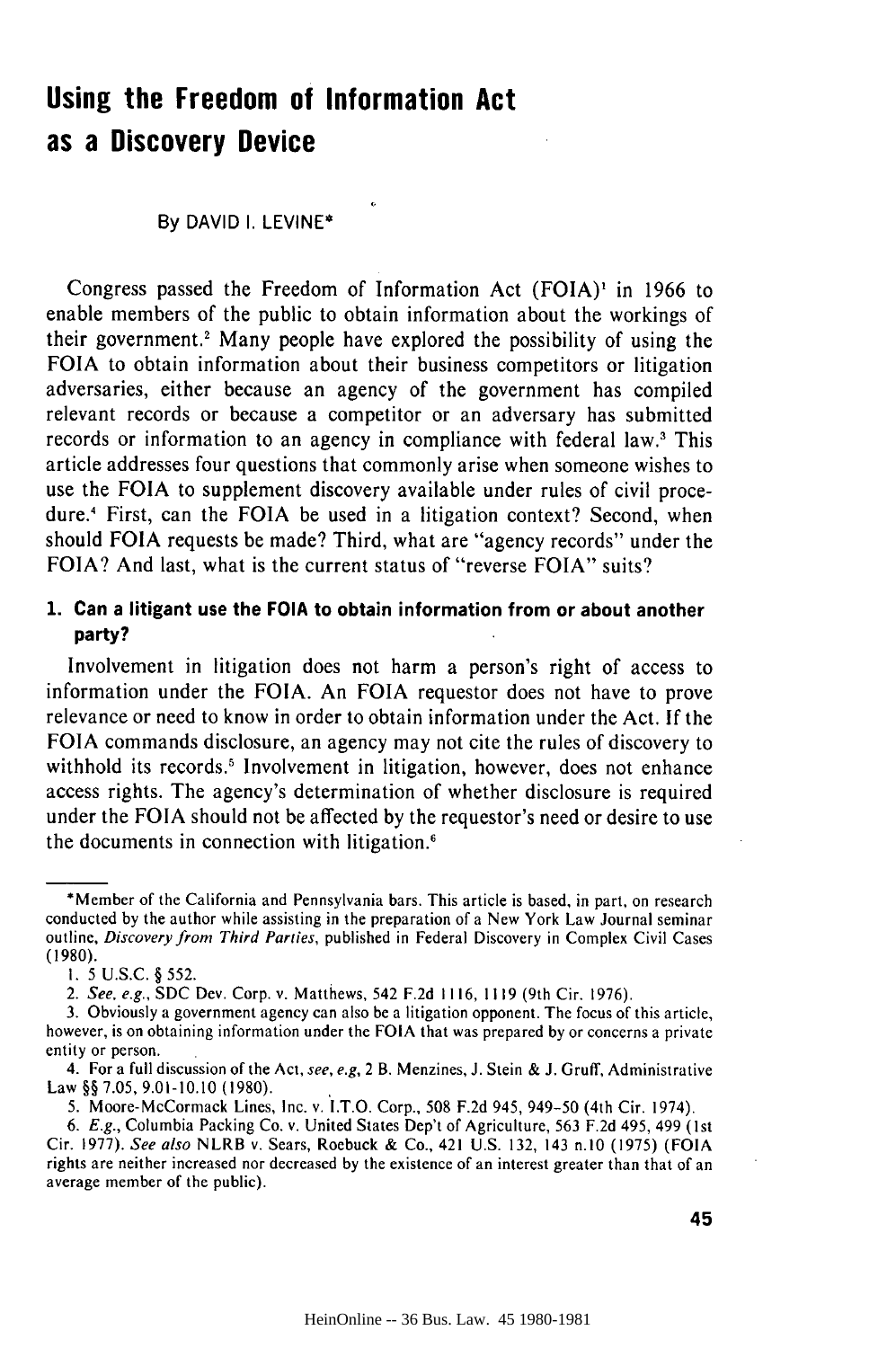# Using the Freedom of Information Act as a Discovery Device

By DAVID I. LEVINE*

Congress passed the Freedom of Information Act (FOIA)[1] in 1966 to enable members of the public to obtain information about the workings of their government.[2] Many people have explored the possibility of using the FOIA to obtain information about their business competitors or litigation adversaries, either because an agency of the government has compiled relevant records or because a competitor or an adversary has submitted records or information to an agency in compliance with federal law.[3] This article addresses four questions that commonly arise when someone wishes to use the FOIA to supplement discovery available under rules of civil procedure.[4] First, can the FOIA be used in a litigation context? Second, when should FOIA requests be made? Third, what are "agency records" under the FOIA? And last, what is the current status of "reverse FOIA" suits?

## 1. Can a litigant use the FOIA to obtain information from or about another party?

Involvement in litigation does not harm a person's right of access to information under the FOIA. An FOIA requestor does not have to prove relevance or need to know in order to obtain information under the Act. If the FOIA commands disclosure, an agency may not cite the rules of discovery to withhold its records.[5] Involvement in litigation, however, does not enhance access rights. The agency's determination of whether disclosure is required under the FOIA should not be affected by the requestor's need or desire to use the documents in connection with litigation.[6]

---

*Member of the California and Pennsylvania bars. This article is based, in part, on research conducted by the author while assisting in the preparation of a New York Law Journal seminar outline, *Discovery from Third Parties*, published in Federal Discovery in Complex Civil Cases (1980).

1. 5 U.S.C. § 552.

2. *See, e.g.*, SDC Dev. Corp. v. Matthews, 542 F.2d 1116, 1119 (9th Cir. 1976).

3. Obviously a government agency can also be a litigation opponent. The focus of this article, however, is on obtaining information under the FOIA that was prepared by or concerns a private entity or person.

4. For a full discussion of the Act, *see, e.g*, 2 B. Menzines, J. Stein & J. Gruff, Administrative Law §§ 7.05, 9.01-10.10 (1980).

5. Moore-McCormack Lines, Inc. v. I.T.O. Corp., 508 F.2d 945, 949-50 (4th Cir. 1974).

6. *E.g.*, Columbia Packing Co. v. United States Dep't of Agriculture, 563 F.2d 495, 499 (1st Cir. 1977). *See also* NLRB v. Sears, Roebuck & Co., 421 U.S. 132, 143 n.10 (1975) (FOIA rights are neither increased nor decreased by the existence of an interest greater than that of an average member of the public).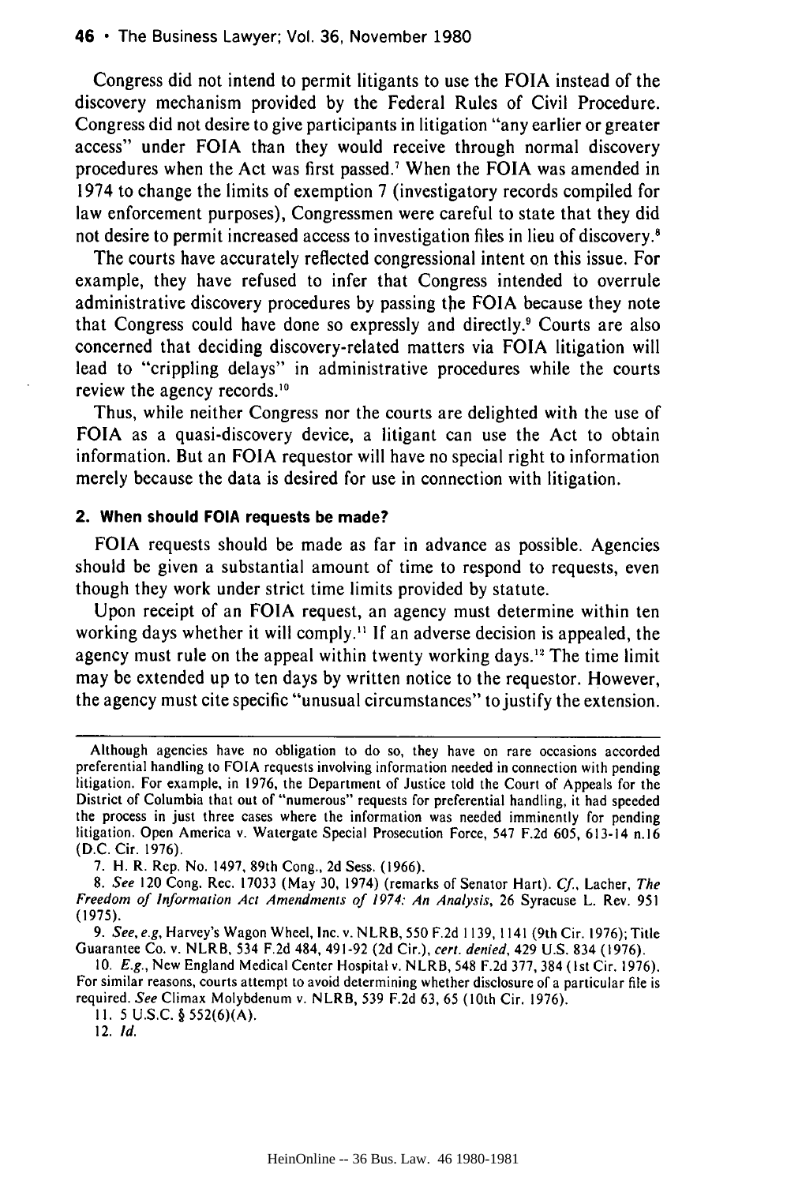Congress did not intend to permit litigants to use the FOIA instead of the discovery mechanism provided by the Federal Rules of Civil Procedure. Congress did not desire to give participants in litigation "any earlier or greater access" under FOIA than they would receive through normal discovery procedures when the Act was first passed.[7] When the FOIA was amended in 1974 to change the limits of exemption 7 (investigatory records compiled for law enforcement purposes), Congressmen were careful to state that they did not desire to permit increased access to investigation files in lieu of discovery.[8]

The courts have accurately reflected congressional intent on this issue. For example, they have refused to infer that Congress intended to overrule administrative discovery procedures by passing the FOIA because they note that Congress could have done so expressly and directly.[9] Courts are also concerned that deciding discovery-related matters via FOIA litigation will lead to "crippling delays" in administrative procedures while the courts review the agency records.[10]

Thus, while neither Congress nor the courts are delighted with the use of FOIA as a quasi-discovery device, a litigant can use the Act to obtain information. But an FOIA requestor will have no special right to information merely because the data is desired for use in connection with litigation.

### 2. When should FOIA requests be made?

FOIA requests should be made as far in advance as possible. Agencies should be given a substantial amount of time to respond to requests, even though they work under strict time limits provided by statute.

Upon receipt of an FOIA request, an agency must determine within ten working days whether it will comply.[11] If an adverse decision is appealed, the agency must rule on the appeal within twenty working days.[12] The time limit may be extended up to ten days by written notice to the requestor. However, the agency must cite specific "unusual circumstances" to justify the extension.

---

Although agencies have no obligation to do so, they have on rare occasions accorded preferential handling to FOIA requests involving information needed in connection with pending litigation. For example, in 1976, the Department of Justice told the Court of Appeals for the District of Columbia that out of "numerous" requests for preferential handling, it had speeded the process in just three cases where the information was needed imminently for pending litigation. Open America v. Watergate Special Prosecution Force, 547 F.2d 605, 613-14 n.16 (D.C. Cir. 1976).

7. H. R. Rep. No. 1497, 89th Cong., 2d Sess. (1966).

8. *See* 120 Cong. Rec. 17033 (May 30, 1974) (remarks of Senator Hart). *Cf.*, Lacher, *The Freedom of Information Act Amendments of 1974: An Analysis*, 26 Syracuse L. Rev. 951 (1975).

9. *See, e.g*, Harvey's Wagon Wheel, Inc. v. NLRB, 550 F.2d 1139, 1141 (9th Cir. 1976); Title Guarantee Co. v. NLRB, 534 F.2d 484, 491-92 (2d Cir.), *cert. denied*, 429 U.S. 834 (1976).

10. *E.g.*, New England Medical Center Hospital v. NLRB, 548 F.2d 377, 384 (1st Cir. 1976). For similar reasons, courts attempt to avoid determining whether disclosure of a particular file is required. *See* Climax Molybdenum v. NLRB, 539 F.2d 63, 65 (10th Cir. 1976).

11. 5 U.S.C. § 552(6)(A).

12. *Id.*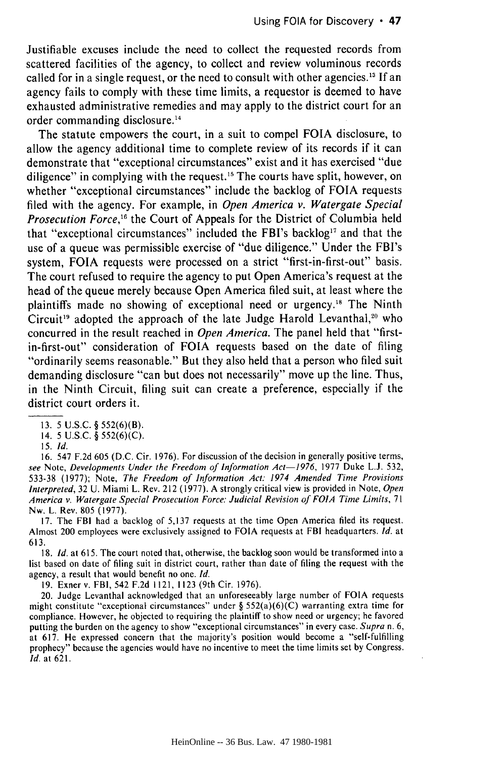Justifiable excuses include the need to collect the requested records from scattered facilities of the agency, to collect and review voluminous records called for in a single request, or the need to consult with other agencies.[13] If an agency fails to comply with these time limits, a requestor is deemed to have exhausted administrative remedies and may apply to the district court for an order commanding disclosure.[14]

The statute empowers the court, in a suit to compel FOIA disclosure, to allow the agency additional time to complete review of its records if it can demonstrate that "exceptional circumstances" exist and it has exercised "due diligence" in complying with the request.[15] The courts have split, however, on whether "exceptional circumstances" include the backlog of FOIA requests filed with the agency. For example, in *Open America v. Watergate Special Prosecution Force*,[16] the Court of Appeals for the District of Columbia held that "exceptional circumstances" included the FBI's backlog[17] and that the use of a queue was permissible exercise of "due diligence." Under the FBI's system, FOIA requests were processed on a strict "first-in-first-out" basis. The court refused to require the agency to put Open America's request at the head of the queue merely because Open America filed suit, at least where the plaintiffs made no showing of exceptional need or urgency.[18] The Ninth Circuit[19] adopted the approach of the late Judge Harold Levanthal,[20] who concurred in the result reached in *Open America*. The panel held that "first-in-first-out" consideration of FOIA requests based on the date of filing "ordinarily seems reasonable." But they also held that a person who filed suit demanding disclosure "can but does not necessarily" move up the line. Thus, in the Ninth Circuit, filing suit can create a preference, especially if the district court orders it.

---

13. 5 U.S.C. § 552(6)(B).

14. 5 U.S.C. § 552(6)(C).

15. *Id.*

16. 547 F.2d 605 (D.C. Cir. 1976). For discussion of the decision in generally positive terms, *see* Note, *Developments Under the Freedom of Information Act—1976*, 1977 Duke L.J. 532, 533-38 (1977); Note, *The Freedom of Information Act: 1974 Amended Time Provisions Interpreted*, 32 U. Miami L. Rev. 212 (1977). A strongly critical view is provided in Note, *Open America v. Watergate Special Prosecution Force: Judicial Revision of FOIA Time Limits*, 71 Nw. L. Rev. 805 (1977).

17. The FBI had a backlog of 5,137 requests at the time Open America filed its request. Almost 200 employees were exclusively assigned to FOIA requests at FBI headquarters. *Id.* at 613.

18. *Id.* at 615. The court noted that, otherwise, the backlog soon would be transformed into a list based on date of filing suit in district court, rather than date of filing the request with the agency, a result that would benefit no one. *Id.*

19. Exner v. FBI, 542 F.2d 1121, 1123 (9th Cir. 1976).

20. Judge Levanthal acknowledged that an unforeseeably large number of FOIA requests might constitute "exceptional circumstances" under § 552(a)(6)(C) warranting extra time for compliance. However, he objected to requiring the plaintiff to show need or urgency; he favored putting the burden on the agency to show "exceptional circumstances" in every case. *Supra* n. 6, at 617. He expressed concern that the majority's position would become a "self-fulfilling prophecy" because the agencies would have no incentive to meet the time limits set by Congress. *Id.* at 621.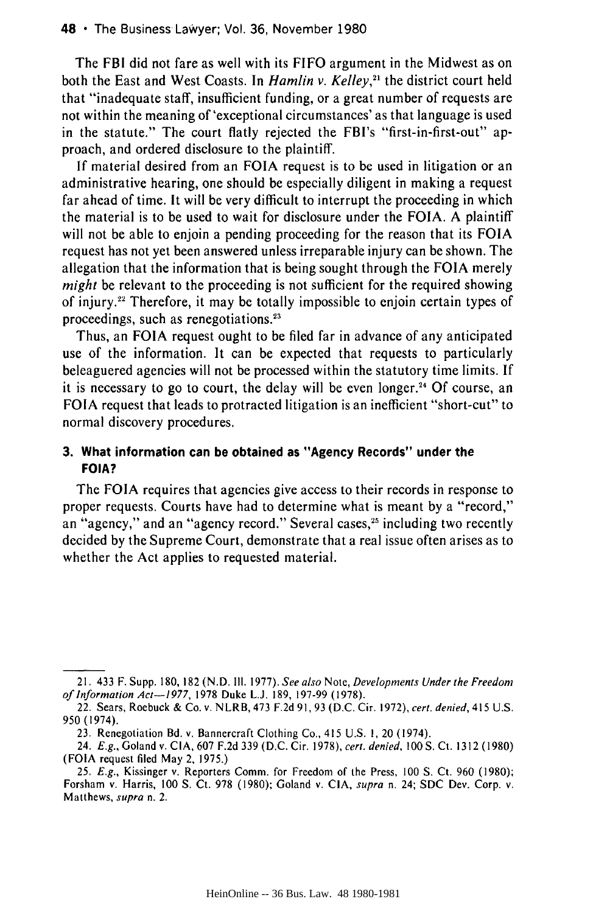The FBI did not fare as well with its FIFO argument in the Midwest as on both the East and West Coasts. In *Hamlin v. Kelley*,[21] the district court held that "inadequate staff, insufficient funding, or a great number of requests are not within the meaning of 'exceptional circumstances' as that language is used in the statute." The court flatly rejected the FBI's "first-in-first-out" approach, and ordered disclosure to the plaintiff.

If material desired from an FOIA request is to be used in litigation or an administrative hearing, one should be especially diligent in making a request far ahead of time. It will be very difficult to interrupt the proceeding in which the material is to be used to wait for disclosure under the FOIA. A plaintiff will not be able to enjoin a pending proceeding for the reason that its FOIA request has not yet been answered unless irreparable injury can be shown. The allegation that the information that is being sought through the FOIA merely *might* be relevant to the proceeding is not sufficient for the required showing of injury.[22] Therefore, it may be totally impossible to enjoin certain types of proceedings, such as renegotiations.[23]

Thus, an FOIA request ought to be filed far in advance of any anticipated use of the information. It can be expected that requests to particularly beleaguered agencies will not be processed within the statutory time limits. If it is necessary to go to court, the delay will be even longer.[24] Of course, an FOIA request that leads to protracted litigation is an inefficient "short-cut" to normal discovery procedures.

### 3. What information can be obtained as "Agency Records" under the FOIA?

The FOIA requires that agencies give access to their records in response to proper requests. Courts have had to determine what is meant by a "record," an "agency," and an "agency record." Several cases,[25] including two recently decided by the Supreme Court, demonstrate that a real issue often arises as to whether the Act applies to requested material.

---

21. 433 F. Supp. 180, 182 (N.D. Ill. 1977). *See also* Note, *Developments Under the Freedom of Information Act—1977*, 1978 Duke L.J. 189, 197-99 (1978).

22. Sears, Roebuck & Co. v. NLRB, 473 F.2d 91, 93 (D.C. Cir. 1972), *cert. denied*, 415 U.S. 950 (1974).

23. Renegotiation Bd. v. Bannercraft Clothing Co., 415 U.S. 1, 20 (1974).

24. *E.g.*, Goland v. CIA, 607 F.2d 339 (D.C. Cir. 1978), *cert. denied*, 100 S. Ct. 1312 (1980) (FOIA request filed May 2, 1975.)

25. *E.g.*, Kissinger v. Reporters Comm. for Freedom of the Press, 100 S. Ct. 960 (1980); Forsham v. Harris, 100 S. Ct. 978 (1980); Goland v. CIA, *supra* n. 24; SDC Dev. Corp. v. Matthews, *supra* n. 2.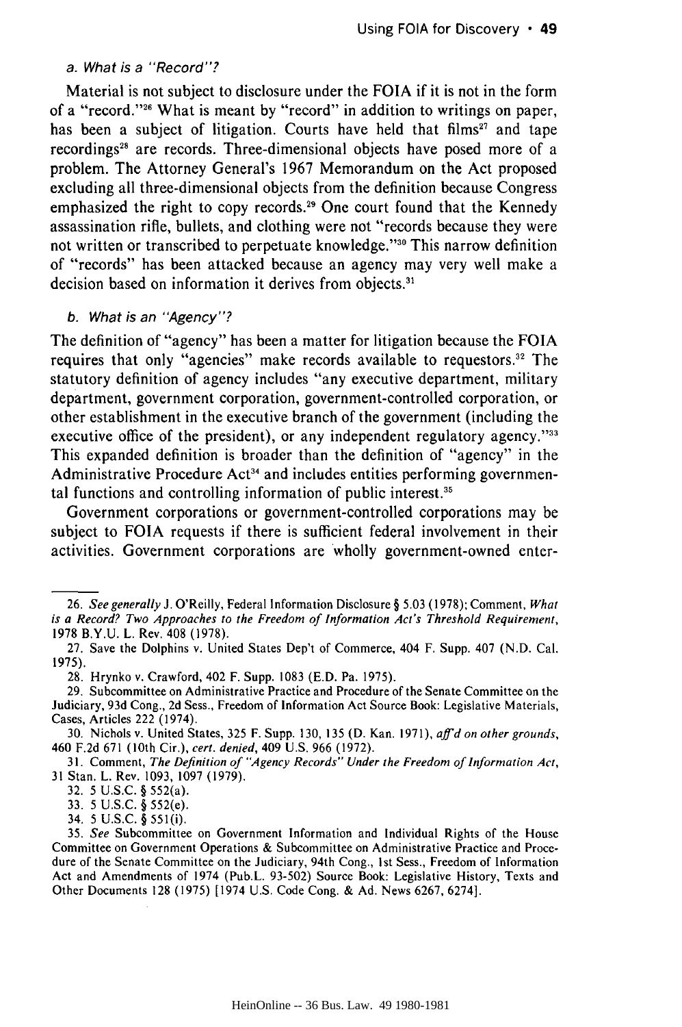*a. What is a "Record"?*

Material is not subject to disclosure under the FOIA if it is not in the form of a "record."[26] What is meant by "record" in addition to writings on paper, has been a subject of litigation. Courts have held that films[27] and tape recordings[28] are records. Three-dimensional objects have posed more of a problem. The Attorney General's 1967 Memorandum on the Act proposed excluding all three-dimensional objects from the definition because Congress emphasized the right to copy records.[29] One court found that the Kennedy assassination rifle, bullets, and clothing were not "records because they were not written or transcribed to perpetuate knowledge."[30] This narrow definition of "records" has been attacked because an agency may very well make a decision based on information it derives from objects.[31]

*b. What is an "Agency"?*

The definition of "agency" has been a matter for litigation because the FOIA requires that only "agencies" make records available to requestors.[32] The statutory definition of agency includes "any executive department, military department, government corporation, government-controlled corporation, or other establishment in the executive branch of the government (including the executive office of the president), or any independent regulatory agency."[33] This expanded definition is broader than the definition of "agency" in the Administrative Procedure Act[34] and includes entities performing governmental functions and controlling information of public interest.[35]

Government corporations or government-controlled corporations may be subject to FOIA requests if there is sufficient federal involvement in their activities. Government corporations are wholly government-owned enter-

---

26. *See generally* J. O'Reilly, Federal Information Disclosure § 5.03 (1978); Comment, *What is a Record? Two Approaches to the Freedom of Information Act's Threshold Requirement*, 1978 B.Y.U. L. Rev. 408 (1978).

27. Save the Dolphins v. United States Dep't of Commerce, 404 F. Supp. 407 (N.D. Cal. 1975).

28. Hrynko v. Crawford, 402 F. Supp. 1083 (E.D. Pa. 1975).

29. Subcommittee on Administrative Practice and Procedure of the Senate Committee on the Judiciary, 93d Cong., 2d Sess., Freedom of Information Act Source Book: Legislative Materials, Cases, Articles 222 (1974).

30. Nichols v. United States, 325 F. Supp. 130, 135 (D. Kan. 1971), *aff'd on other grounds*, 460 F.2d 671 (10th Cir.), *cert. denied*, 409 U.S. 966 (1972).

31. Comment, *The Definition of "Agency Records" Under the Freedom of Information Act*, 31 Stan. L. Rev. 1093, 1097 (1979).

32. 5 U.S.C. § 552(a).

33. 5 U.S.C. § 552(e).

34. 5 U.S.C. § 551(i).

35. *See* Subcommittee on Government Information and Individual Rights of the House Committee on Government Operations & Subcommittee on Administrative Practice and Procedure of the Senate Committee on the Judiciary, 94th Cong., 1st Sess., Freedom of Information Act and Amendments of 1974 (Pub.L. 93-502) Source Book: Legislative History, Texts and Other Documents 128 (1975) [1974 U.S. Code Cong. & Ad. News 6267, 6274].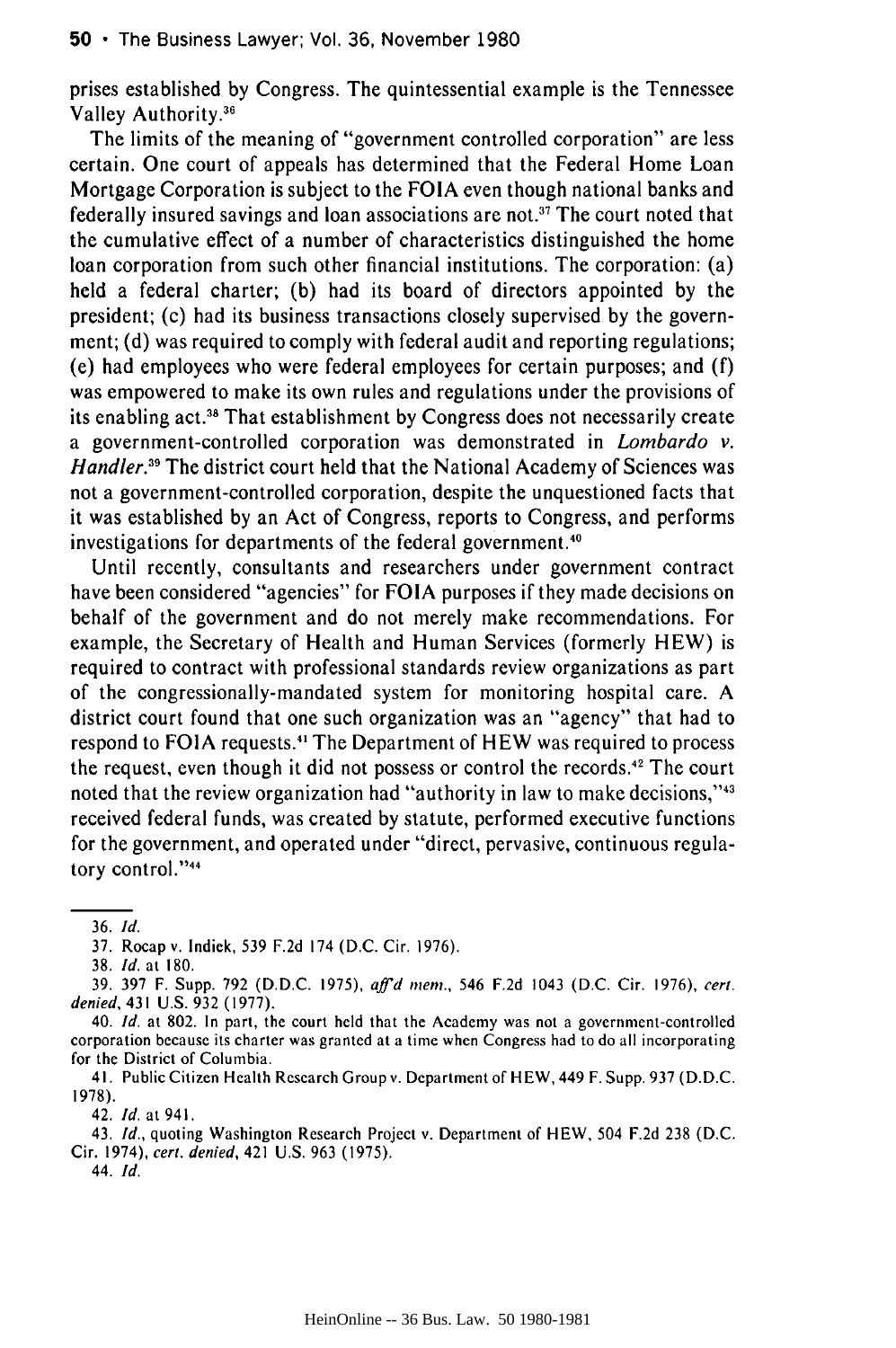prises established by Congress. The quintessential example is the Tennessee Valley Authority.[36]

The limits of the meaning of "government controlled corporation" are less certain. One court of appeals has determined that the Federal Home Loan Mortgage Corporation is subject to the FOIA even though national banks and federally insured savings and loan associations are not.[37] The court noted that the cumulative effect of a number of characteristics distinguished the home loan corporation from such other financial institutions. The corporation: (a) held a federal charter; (b) had its board of directors appointed by the president; (c) had its business transactions closely supervised by the government; (d) was required to comply with federal audit and reporting regulations; (e) had employees who were federal employees for certain purposes; and (f) was empowered to make its own rules and regulations under the provisions of its enabling act.[38] That establishment by Congress does not necessarily create a government-controlled corporation was demonstrated in *Lombardo v. Handler*.[39] The district court held that the National Academy of Sciences was not a government-controlled corporation, despite the unquestioned facts that it was established by an Act of Congress, reports to Congress, and performs investigations for departments of the federal government.[40]

Until recently, consultants and researchers under government contract have been considered "agencies" for FOIA purposes if they made decisions on behalf of the government and do not merely make recommendations. For example, the Secretary of Health and Human Services (formerly HEW) is required to contract with professional standards review organizations as part of the congressionally-mandated system for monitoring hospital care. A district court found that one such organization was an "agency" that had to respond to FOIA requests.[41] The Department of HEW was required to process the request, even though it did not possess or control the records.[42] The court noted that the review organization had "authority in law to make decisions,"[43] received federal funds, was created by statute, performed executive functions for the government, and operated under "direct, pervasive, continuous regulatory control."[44]

---

36. *Id.*

37. Rocap v. Indiek, 539 F.2d 174 (D.C. Cir. 1976).

38. *Id.* at 180.

39. 397 F. Supp. 792 (D.D.C. 1975), *aff'd mem.*, 546 F.2d 1043 (D.C. Cir. 1976), *cert. denied*, 431 U.S. 932 (1977).

40. *Id.* at 802. In part, the court held that the Academy was not a government-controlled corporation because its charter was granted at a time when Congress had to do all incorporating for the District of Columbia.

41. Public Citizen Health Research Group v. Department of HEW, 449 F. Supp. 937 (D.D.C. 1978).

42. *Id.* at 941.

43. *Id.*, quoting Washington Research Project v. Department of HEW, 504 F.2d 238 (D.C. Cir. 1974), *cert. denied*, 421 U.S. 963 (1975).

44. *Id.*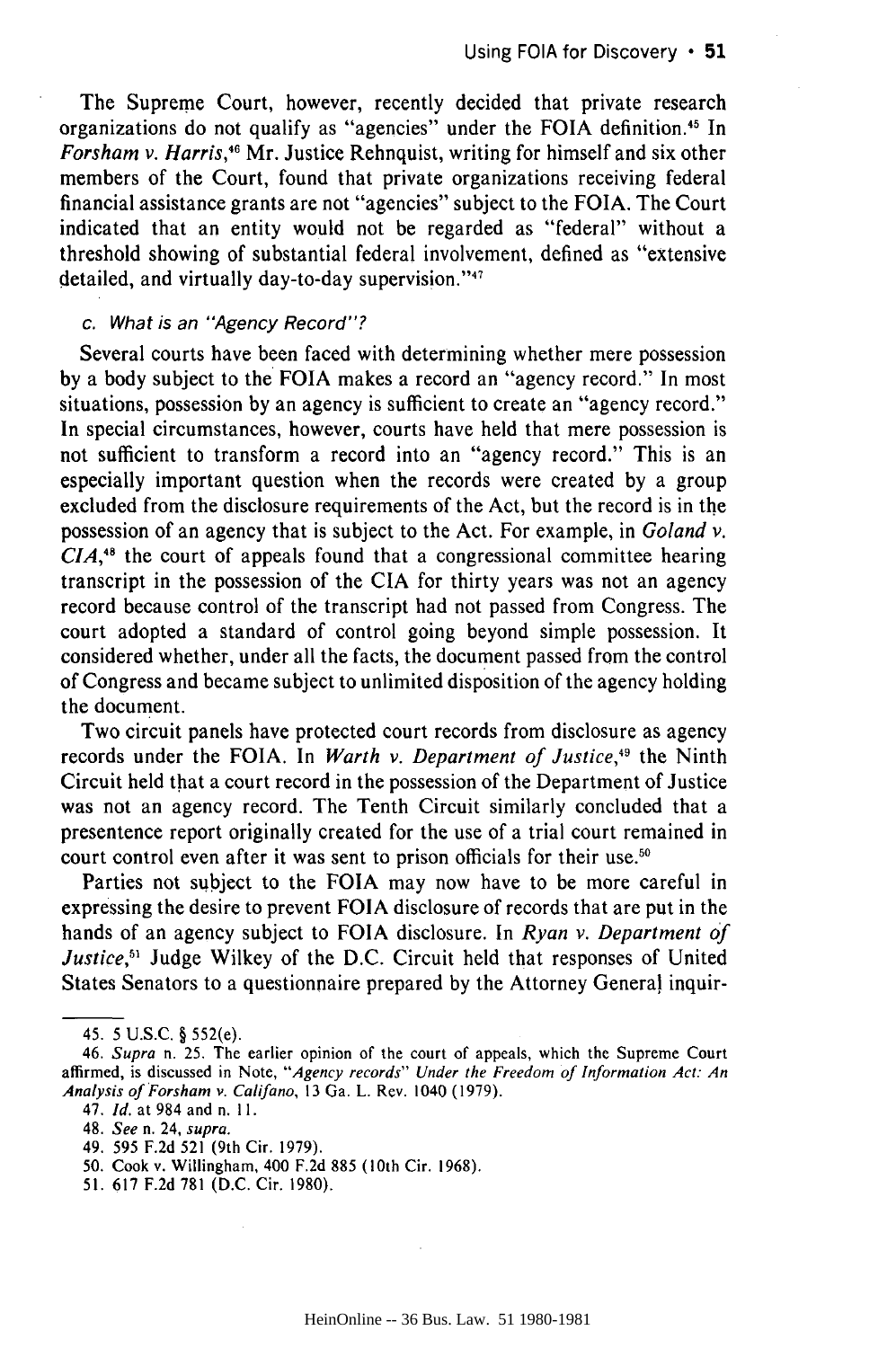The Supreme Court, however, recently decided that private research organizations do not qualify as "agencies" under the FOIA definition.[45] In *Forsham v. Harris*,[46] Mr. Justice Rehnquist, writing for himself and six other members of the Court, found that private organizations receiving federal financial assistance grants are not "agencies" subject to the FOIA. The Court indicated that an entity would not be regarded as "federal" without a threshold showing of substantial federal involvement, defined as "extensive detailed, and virtually day-to-day supervision."[47]

*c. What is an "Agency Record"?*

Several courts have been faced with determining whether mere possession by a body subject to the FOIA makes a record an "agency record." In most situations, possession by an agency is sufficient to create an "agency record." In special circumstances, however, courts have held that mere possession is not sufficient to transform a record into an "agency record." This is an especially important question when the records were created by a group excluded from the disclosure requirements of the Act, but the record is in the possession of an agency that is subject to the Act. For example, in *Goland v. CIA*,[48] the court of appeals found that a congressional committee hearing transcript in the possession of the CIA for thirty years was not an agency record because control of the transcript had not passed from Congress. The court adopted a standard of control going beyond simple possession. It considered whether, under all the facts, the document passed from the control of Congress and became subject to unlimited disposition of the agency holding the document.

Two circuit panels have protected court records from disclosure as agency records under the FOIA. In *Warth v. Department of Justice*,[49] the Ninth Circuit held that a court record in the possession of the Department of Justice was not an agency record. The Tenth Circuit similarly concluded that a presentence report originally created for the use of a trial court remained in court control even after it was sent to prison officials for their use.[50]

Parties not subject to the FOIA may now have to be more careful in expressing the desire to prevent FOIA disclosure of records that are put in the hands of an agency subject to FOIA disclosure. In *Ryan v. Department of Justice*,[51] Judge Wilkey of the D.C. Circuit held that responses of United States Senators to a questionnaire prepared by the Attorney General inquir-

---

45. 5 U.S.C. § 552(e).

46. *Supra* n. 25. The earlier opinion of the court of appeals, which the Supreme Court affirmed, is discussed in Note, *"Agency records" Under the Freedom of Information Act: An Analysis of Forsham v. Califano*, 13 Ga. L. Rev. 1040 (1979).

47. *Id.* at 984 and n. 11.

48. *See* n. 24, *supra*.

49. 595 F.2d 521 (9th Cir. 1979).

50. Cook v. Willingham, 400 F.2d 885 (10th Cir. 1968).

51. 617 F.2d 781 (D.C. Cir. 1980).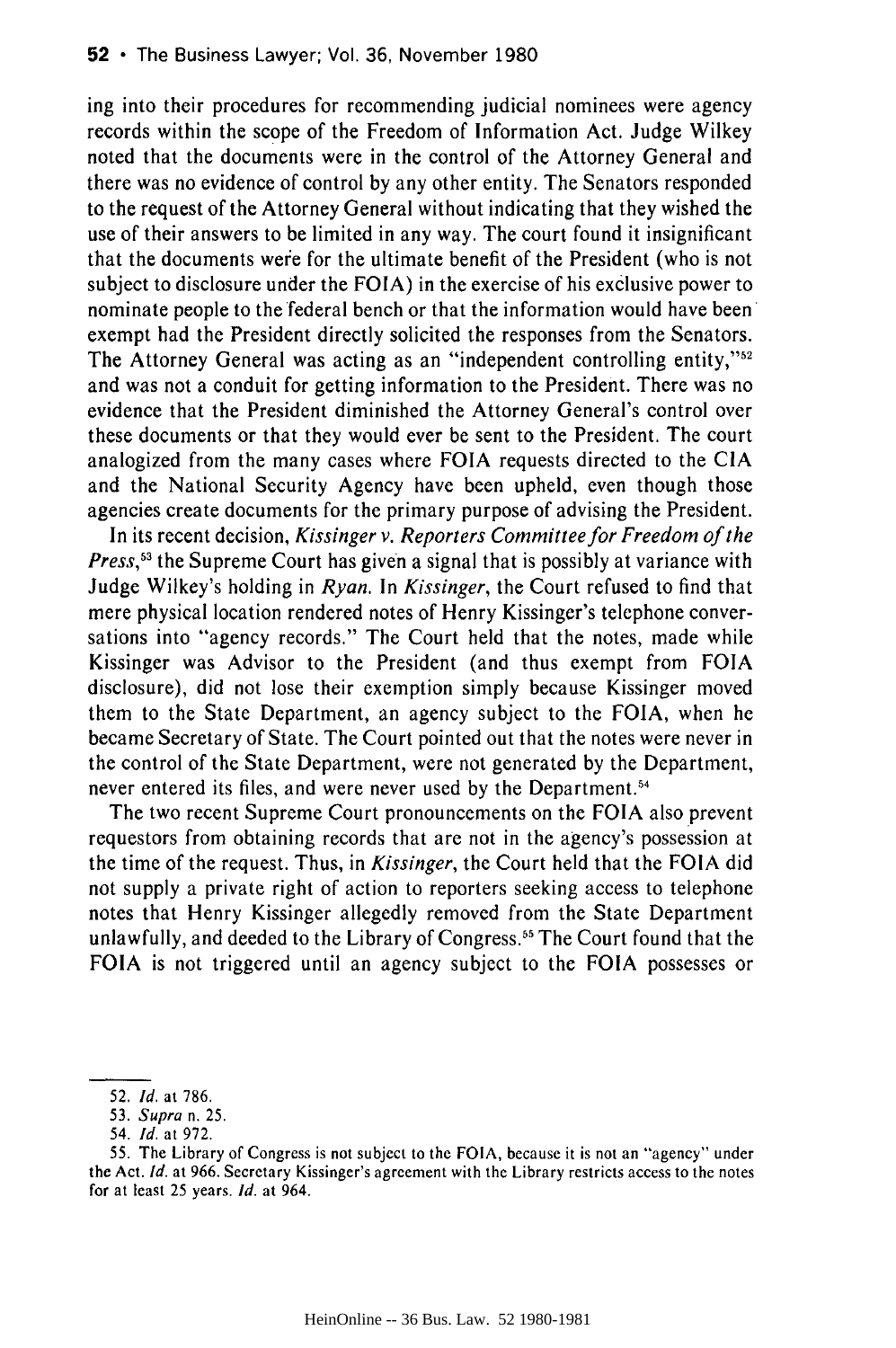ing into their procedures for recommending judicial nominees were agency records within the scope of the Freedom of Information Act. Judge Wilkey noted that the documents were in the control of the Attorney General and there was no evidence of control by any other entity. The Senators responded to the request of the Attorney General without indicating that they wished the use of their answers to be limited in any way. The court found it insignificant that the documents were for the ultimate benefit of the President (who is not subject to disclosure under the FOIA) in the exercise of his exclusive power to nominate people to the federal bench or that the information would have been exempt had the President directly solicited the responses from the Senators. The Attorney General was acting as an "independent controlling entity,"[52] and was not a conduit for getting information to the President. There was no evidence that the President diminished the Attorney General's control over these documents or that they would ever be sent to the President. The court analogized from the many cases where FOIA requests directed to the CIA and the National Security Agency have been upheld, even though those agencies create documents for the primary purpose of advising the President.

In its recent decision, *Kissinger v. Reporters Committee for Freedom of the Press*,[53] the Supreme Court has given a signal that is possibly at variance with Judge Wilkey's holding in *Ryan*. In *Kissinger*, the Court refused to find that mere physical location rendered notes of Henry Kissinger's telephone conversations into "agency records." The Court held that the notes, made while Kissinger was Advisor to the President (and thus exempt from FOIA disclosure), did not lose their exemption simply because Kissinger moved them to the State Department, an agency subject to the FOIA, when he became Secretary of State. The Court pointed out that the notes were never in the control of the State Department, were not generated by the Department, never entered its files, and were never used by the Department.[54]

The two recent Supreme Court pronouncements on the FOIA also prevent requestors from obtaining records that are not in the agency's possession at the time of the request. Thus, in *Kissinger*, the Court held that the FOIA did not supply a private right of action to reporters seeking access to telephone notes that Henry Kissinger allegedly removed from the State Department unlawfully, and deeded to the Library of Congress.[55] The Court found that the FOIA is not triggered until an agency subject to the FOIA possesses or

---

52. *Id.* at 786.

53. *Supra* n. 25.

54. *Id.* at 972.

55. The Library of Congress is not subject to the FOIA, because it is not an "agency" under the Act. *Id.* at 966. Secretary Kissinger's agreement with the Library restricts access to the notes for at least 25 years. *Id.* at 964.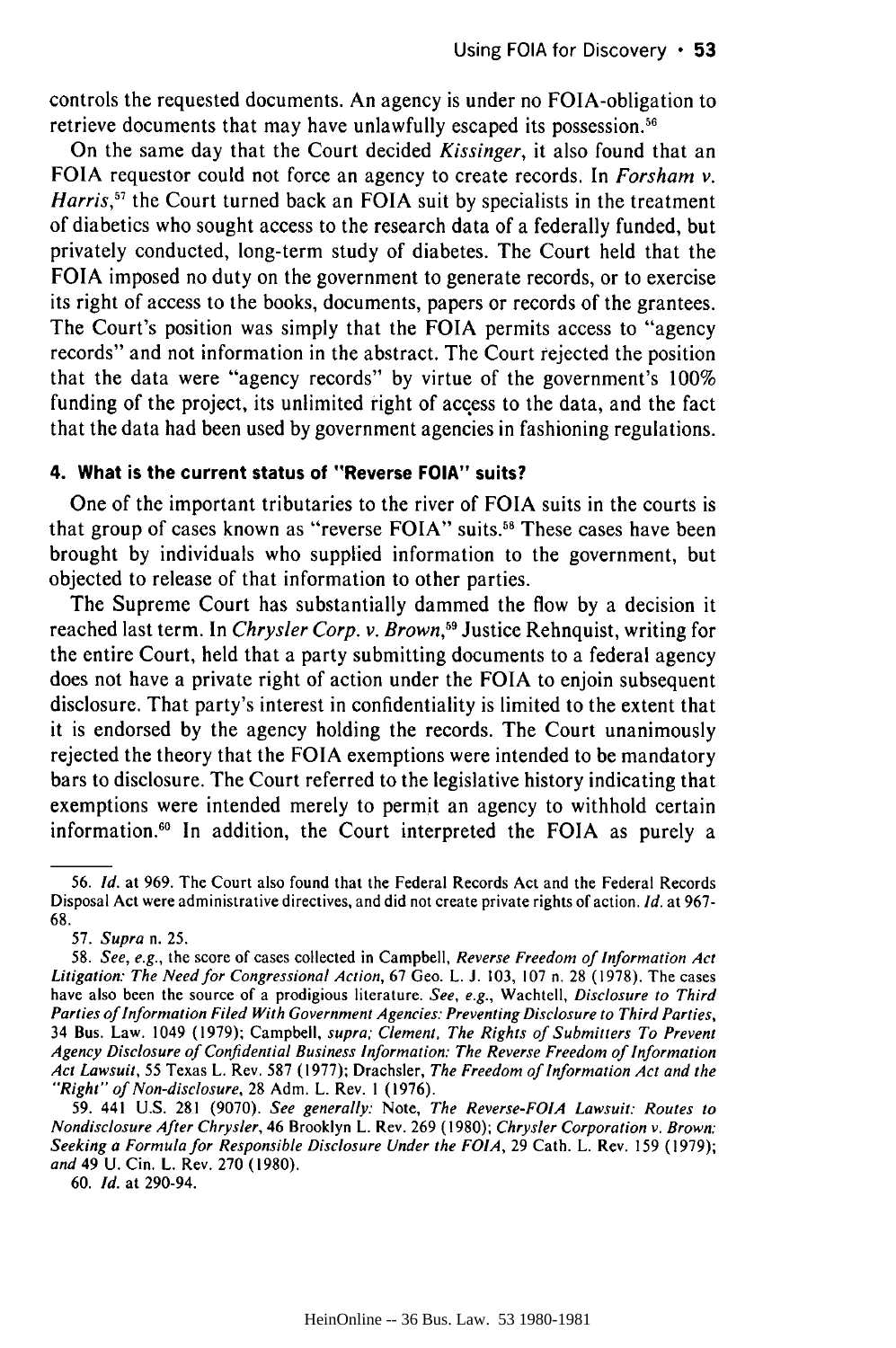controls the requested documents. An agency is under no FOIA-obligation to retrieve documents that may have unlawfully escaped its possession.[56]

On the same day that the Court decided *Kissinger*, it also found that an FOIA requestor could not force an agency to create records. In *Forsham v. Harris*,[57] the Court turned back an FOIA suit by specialists in the treatment of diabetics who sought access to the research data of a federally funded, but privately conducted, long-term study of diabetes. The Court held that the FOIA imposed no duty on the government to generate records, or to exercise its right of access to the books, documents, papers or records of the grantees. The Court's position was simply that the FOIA permits access to "agency records" and not information in the abstract. The Court rejected the position that the data were "agency records" by virtue of the government's 100% funding of the project, its unlimited right of access to the data, and the fact that the data had been used by government agencies in fashioning regulations.

#### 4. What is the current status of "Reverse FOIA" suits?

One of the important tributaries to the river of FOIA suits in the courts is that group of cases known as "reverse FOIA" suits.[58] These cases have been brought by individuals who supplied information to the government, but objected to release of that information to other parties.

The Supreme Court has substantially dammed the flow by a decision it reached last term. In *Chrysler Corp. v. Brown*,[59] Justice Rehnquist, writing for the entire Court, held that a party submitting documents to a federal agency does not have a private right of action under the FOIA to enjoin subsequent disclosure. That party's interest in confidentiality is limited to the extent that it is endorsed by the agency holding the records. The Court unanimously rejected the theory that the FOIA exemptions were intended to be mandatory bars to disclosure. The Court referred to the legislative history indicating that exemptions were intended merely to permit an agency to withhold certain information.[60] In addition, the Court interpreted the FOIA as purely a

---

56. *Id.* at 969. The Court also found that the Federal Records Act and the Federal Records Disposal Act were administrative directives, and did not create private rights of action. *Id.* at 967-68.

57. *Supra* n. 25.

58. *See, e.g.*, the score of cases collected in Campbell, *Reverse Freedom of Information Act Litigation: The Need for Congressional Action*, 67 Geo. L. J. 103, 107 n. 28 (1978). The cases have also been the source of a prodigious literature. *See, e.g.*, Wachtell, *Disclosure to Third Parties of Information Filed With Government Agencies: Preventing Disclosure to Third Parties*, 34 Bus. Law. 1049 (1979); Campbell, *supra*; *Clement, The Rights of Submitters To Prevent Agency Disclosure of Confidential Business Information: The Reverse Freedom of Information Act Lawsuit*, 55 Texas L. Rev. 587 (1977); Drachsler, *The Freedom of Information Act and the "Right" of Non-disclosure*, 28 Adm. L. Rev. 1 (1976).

59. 441 U.S. 281 (9070). *See generally:* Note, *The Reverse-FOIA Lawsuit: Routes to Nondisclosure After Chrysler*, 46 Brooklyn L. Rev. 269 (1980); *Chrysler Corporation v. Brown: Seeking a Formula for Responsible Disclosure Under the FOIA*, 29 Cath. L. Rev. 159 (1979); *and* 49 U. Cin. L. Rev. 270 (1980).

60. *Id.* at 290-94.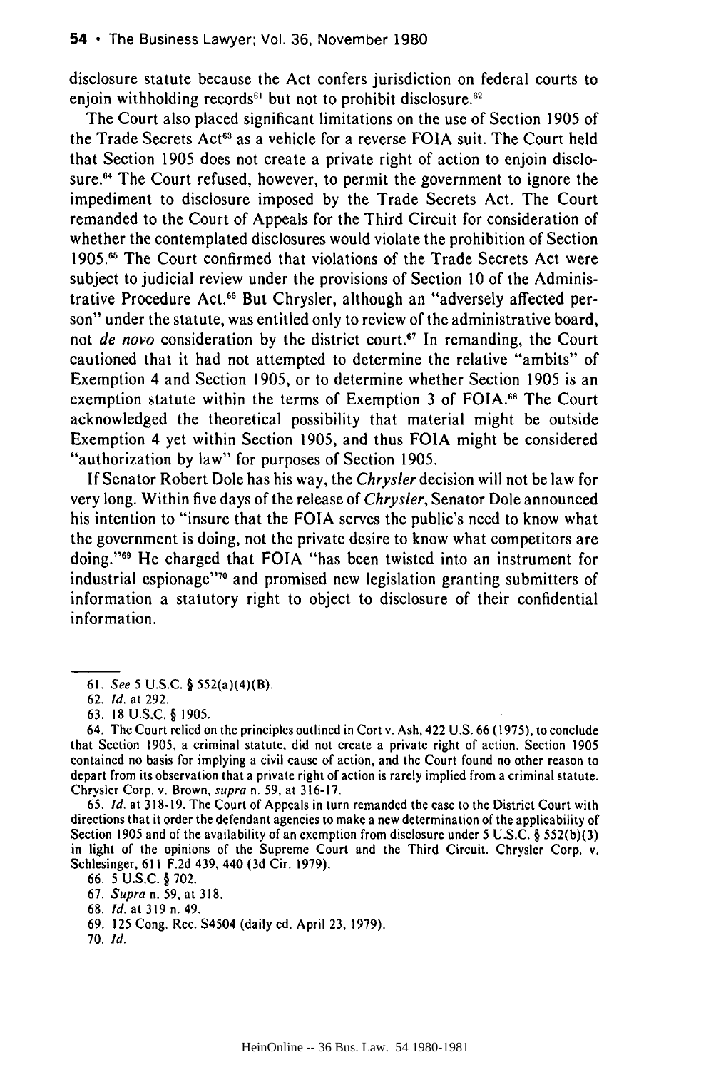disclosure statute because the Act confers jurisdiction on federal courts to enjoin withholding records[61] but not to prohibit disclosure.[62]

The Court also placed significant limitations on the use of Section 1905 of the Trade Secrets Act[63] as a vehicle for a reverse FOIA suit. The Court held that Section 1905 does not create a private right of action to enjoin disclosure.[64] The Court refused, however, to permit the government to ignore the impediment to disclosure imposed by the Trade Secrets Act. The Court remanded to the Court of Appeals for the Third Circuit for consideration of whether the contemplated disclosures would violate the prohibition of Section 1905.[65] The Court confirmed that violations of the Trade Secrets Act were subject to judicial review under the provisions of Section 10 of the Administrative Procedure Act.[66] But Chrysler, although an "adversely affected person" under the statute, was entitled only to review of the administrative board, not *de novo* consideration by the district court.[67] In remanding, the Court cautioned that it had not attempted to determine the relative "ambits" of Exemption 4 and Section 1905, or to determine whether Section 1905 is an exemption statute within the terms of Exemption 3 of FOIA.[68] The Court acknowledged the theoretical possibility that material might be outside Exemption 4 yet within Section 1905, and thus FOIA might be considered "authorization by law" for purposes of Section 1905.

If Senator Robert Dole has his way, the *Chrysler* decision will not be law for very long. Within five days of the release of *Chrysler*, Senator Dole announced his intention to "insure that the FOIA serves the public's need to know what the government is doing, not the private desire to know what competitors are doing."[69] He charged that FOIA "has been twisted into an instrument for industrial espionage"[70] and promised new legislation granting submitters of information a statutory right to object to disclosure of their confidential information.

---

61. *See* 5 U.S.C. § 552(a)(4)(B).

62. *Id.* at 292.

63. 18 U.S.C. § 1905.

64. The Court relied on the principles outlined in Cort v. Ash, 422 U.S. 66 (1975), to conclude that Section 1905, a criminal statute, did not create a private right of action. Section 1905 contained no basis for implying a civil cause of action, and the Court found no other reason to depart from its observation that a private right of action is rarely implied from a criminal statute. Chrysler Corp. v. Brown, *supra* n. 59, at 316-17.

65. *Id.* at 318-19. The Court of Appeals in turn remanded the case to the District Court with directions that it order the defendant agencies to make a new determination of the applicability of Section 1905 and of the availability of an exemption from disclosure under 5 U.S.C. § 552(b)(3) in light of the opinions of the Supreme Court and the Third Circuit. Chrysler Corp. v. Schlesinger, 611 F.2d 439, 440 (3d Cir. 1979).

66. 5 U.S.C. § 702.

67. *Supra* n. 59, at 318.

68. *Id.* at 319 n. 49.

69. 125 Cong. Rec. S4504 (daily ed. April 23, 1979).

70. *Id.*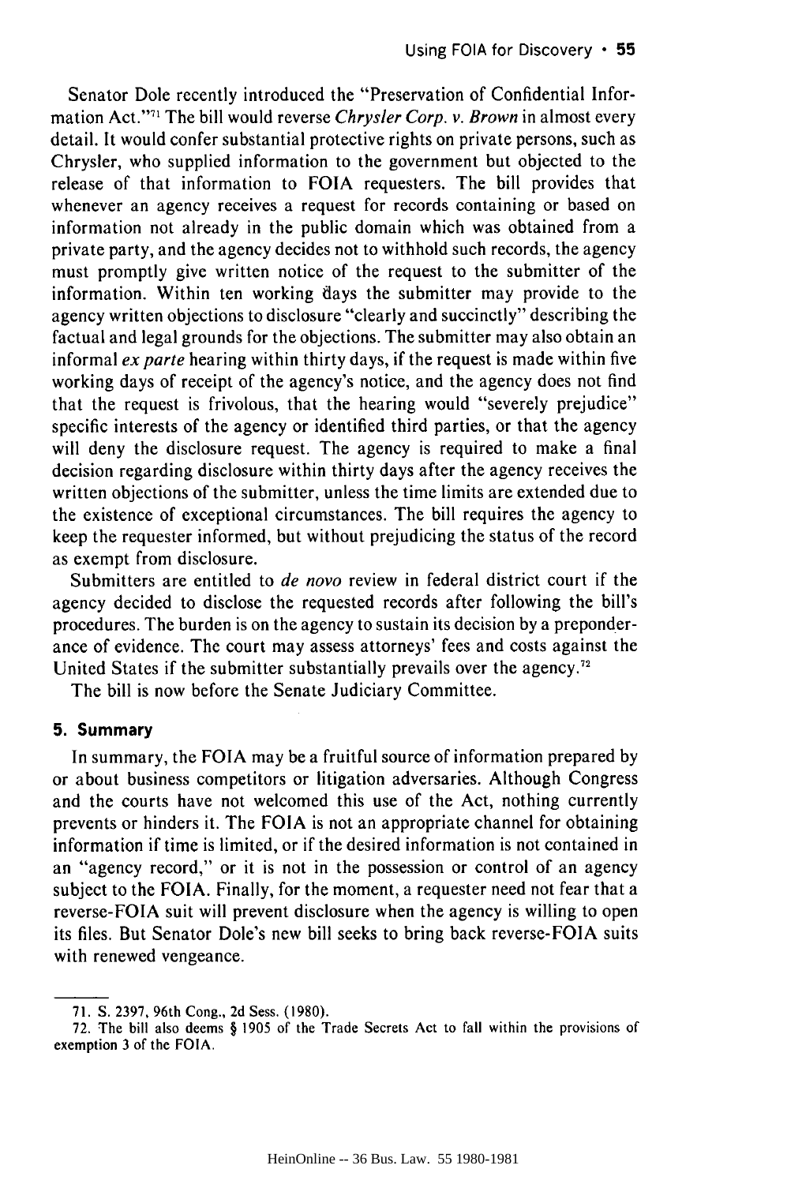Senator Dole recently introduced the "Preservation of Confidential Information Act."[71] The bill would reverse *Chrysler Corp. v. Brown* in almost every detail. It would confer substantial protective rights on private persons, such as Chrysler, who supplied information to the government but objected to the release of that information to FOIA requesters. The bill provides that whenever an agency receives a request for records containing or based on information not already in the public domain which was obtained from a private party, and the agency decides not to withhold such records, the agency must promptly give written notice of the request to the submitter of the information. Within ten working days the submitter may provide to the agency written objections to disclosure "clearly and succinctly" describing the factual and legal grounds for the objections. The submitter may also obtain an informal *ex parte* hearing within thirty days, if the request is made within five working days of receipt of the agency's notice, and the agency does not find that the request is frivolous, that the hearing would "severely prejudice" specific interests of the agency or identified third parties, or that the agency will deny the disclosure request. The agency is required to make a final decision regarding disclosure within thirty days after the agency receives the written objections of the submitter, unless the time limits are extended due to the existence of exceptional circumstances. The bill requires the agency to keep the requester informed, but without prejudicing the status of the record as exempt from disclosure.

Submitters are entitled to *de novo* review in federal district court if the agency decided to disclose the requested records after following the bill's procedures. The burden is on the agency to sustain its decision by a preponderance of evidence. The court may assess attorneys' fees and costs against the United States if the submitter substantially prevails over the agency.[72]

The bill is now before the Senate Judiciary Committee.

### 5. Summary

In summary, the FOIA may be a fruitful source of information prepared by or about business competitors or litigation adversaries. Although Congress and the courts have not welcomed this use of the Act, nothing currently prevents or hinders it. The FOIA is not an appropriate channel for obtaining information if time is limited, or if the desired information is not contained in an "agency record," or it is not in the possession or control of an agency subject to the FOIA. Finally, for the moment, a requester need not fear that a reverse-FOIA suit will prevent disclosure when the agency is willing to open its files. But Senator Dole's new bill seeks to bring back reverse-FOIA suits with renewed vengeance.

---

71. S. 2397, 96th Cong., 2d Sess. (1980).

72. The bill also deems § 1905 of the Trade Secrets Act to fall within the provisions of exemption 3 of the FOIA.